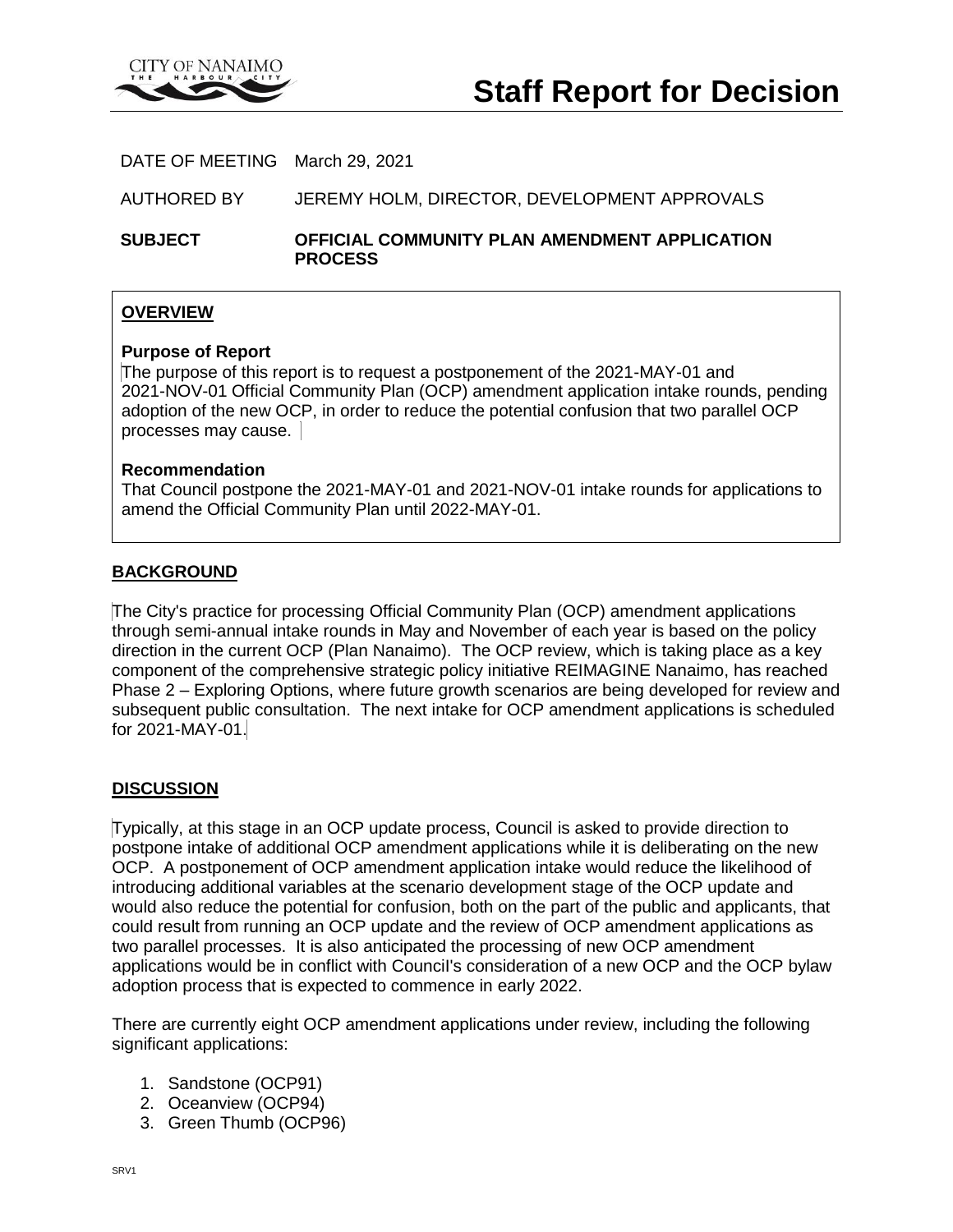CITY OF NANAIMO
THE HARBOUR CITY

# Staff Report for Decision

DATE OF MEETING March 29, 2021

AUTHORED BY JEREMY HOLM, DIRECTOR, DEVELOPMENT APPROVALS

**SUBJECT** **OFFICIAL COMMUNITY PLAN AMENDMENT APPLICATION PROCESS**

## OVERVIEW

**Purpose of Report**

The purpose of this report is to request a postponement of the 2021-MAY-01 and 2021-NOV-01 Official Community Plan (OCP) amendment application intake rounds, pending adoption of the new OCP, in order to reduce the potential confusion that two parallel OCP processes may cause.

**Recommendation**

That Council postpone the 2021-MAY-01 and 2021-NOV-01 intake rounds for applications to amend the Official Community Plan until 2022-MAY-01.

## BACKGROUND

The City's practice for processing Official Community Plan (OCP) amendment applications through semi-annual intake rounds in May and November of each year is based on the policy direction in the current OCP (Plan Nanaimo). The OCP review, which is taking place as a key component of the comprehensive strategic policy initiative REIMAGINE Nanaimo, has reached Phase 2 – Exploring Options, where future growth scenarios are being developed for review and subsequent public consultation. The next intake for OCP amendment applications is scheduled for 2021-MAY-01.

## DISCUSSION

Typically, at this stage in an OCP update process, Council is asked to provide direction to postpone intake of additional OCP amendment applications while it is deliberating on the new OCP. A postponement of OCP amendment application intake would reduce the likelihood of introducing additional variables at the scenario development stage of the OCP update and would also reduce the potential for confusion, both on the part of the public and applicants, that could result from running an OCP update and the review of OCP amendment applications as two parallel processes. It is also anticipated the processing of new OCP amendment applications would be in conflict with Council's consideration of a new OCP and the OCP bylaw adoption process that is expected to commence in early 2022.

There are currently eight OCP amendment applications under review, including the following significant applications:

1. Sandstone (OCP91)
2. Oceanview (OCP94)
3. Green Thumb (OCP96)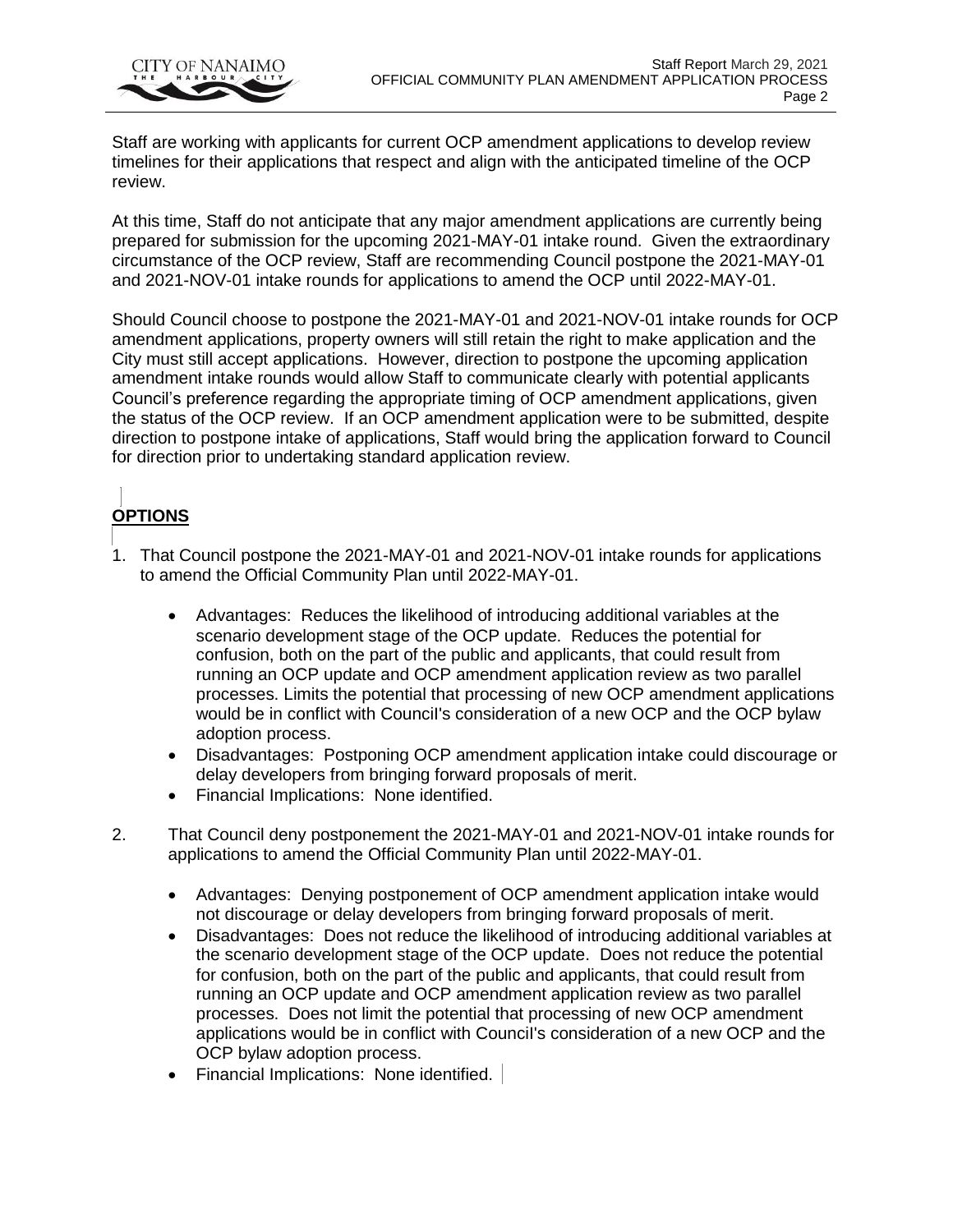Staff are working with applicants for current OCP amendment applications to develop review timelines for their applications that respect and align with the anticipated timeline of the OCP review.

At this time, Staff do not anticipate that any major amendment applications are currently being prepared for submission for the upcoming 2021-MAY-01 intake round. Given the extraordinary circumstance of the OCP review, Staff are recommending Council postpone the 2021-MAY-01 and 2021-NOV-01 intake rounds for applications to amend the OCP until 2022-MAY-01.

Should Council choose to postpone the 2021-MAY-01 and 2021-NOV-01 intake rounds for OCP amendment applications, property owners will still retain the right to make application and the City must still accept applications. However, direction to postpone the upcoming application amendment intake rounds would allow Staff to communicate clearly with potential applicants Council's preference regarding the appropriate timing of OCP amendment applications, given the status of the OCP review. If an OCP amendment application were to be submitted, despite direction to postpone intake of applications, Staff would bring the application forward to Council for direction prior to undertaking standard application review.

## OPTIONS

1. That Council postpone the 2021-MAY-01 and 2021-NOV-01 intake rounds for applications to amend the Official Community Plan until 2022-MAY-01.

    - Advantages: Reduces the likelihood of introducing additional variables at the scenario development stage of the OCP update. Reduces the potential for confusion, both on the part of the public and applicants, that could result from running an OCP update and OCP amendment application review as two parallel processes. Limits the potential that processing of new OCP amendment applications would be in conflict with Council's consideration of a new OCP and the OCP bylaw adoption process.
    - Disadvantages: Postponing OCP amendment application intake could discourage or delay developers from bringing forward proposals of merit.
    - Financial Implications: None identified.

2. That Council deny postponement the 2021-MAY-01 and 2021-NOV-01 intake rounds for applications to amend the Official Community Plan until 2022-MAY-01.

    - Advantages: Denying postponement of OCP amendment application intake would not discourage or delay developers from bringing forward proposals of merit.
    - Disadvantages: Does not reduce the likelihood of introducing additional variables at the scenario development stage of the OCP update. Does not reduce the potential for confusion, both on the part of the public and applicants, that could result from running an OCP update and OCP amendment application review as two parallel processes. Does not limit the potential that processing of new OCP amendment applications would be in conflict with Council's consideration of a new OCP and the OCP bylaw adoption process.
    - Financial Implications: None identified.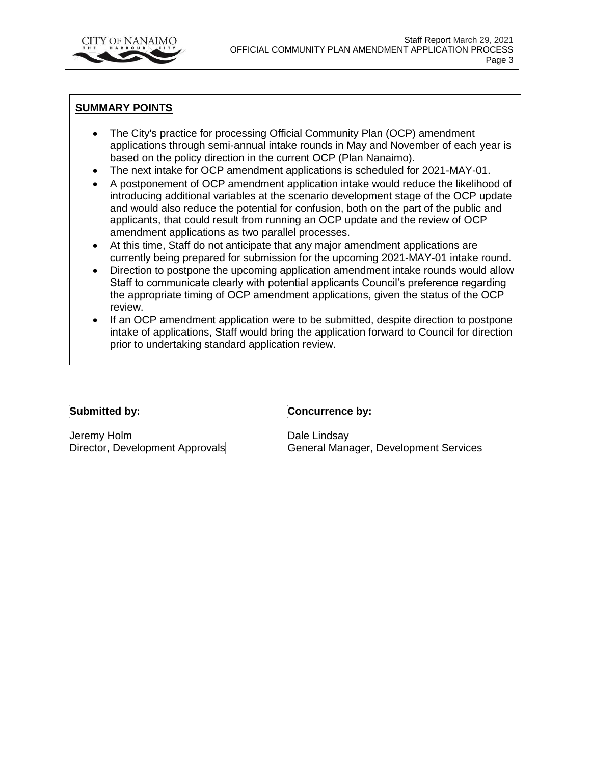**SUMMARY POINTS**

- The City's practice for processing Official Community Plan (OCP) amendment applications through semi-annual intake rounds in May and November of each year is based on the policy direction in the current OCP (Plan Nanaimo).
- The next intake for OCP amendment applications is scheduled for 2021-MAY-01.
- A postponement of OCP amendment application intake would reduce the likelihood of introducing additional variables at the scenario development stage of the OCP update and would also reduce the potential for confusion, both on the part of the public and applicants, that could result from running an OCP update and the review of OCP amendment applications as two parallel processes.
- At this time, Staff do not anticipate that any major amendment applications are currently being prepared for submission for the upcoming 2021-MAY-01 intake round.
- Direction to postpone the upcoming application amendment intake rounds would allow Staff to communicate clearly with potential applicants Council's preference regarding the appropriate timing of OCP amendment applications, given the status of the OCP review.
- If an OCP amendment application were to be submitted, despite direction to postpone intake of applications, Staff would bring the application forward to Council for direction prior to undertaking standard application review.

**Submitted by:**

Jeremy Holm
Director, Development Approvals

**Concurrence by:**

Dale Lindsay
General Manager, Development Services